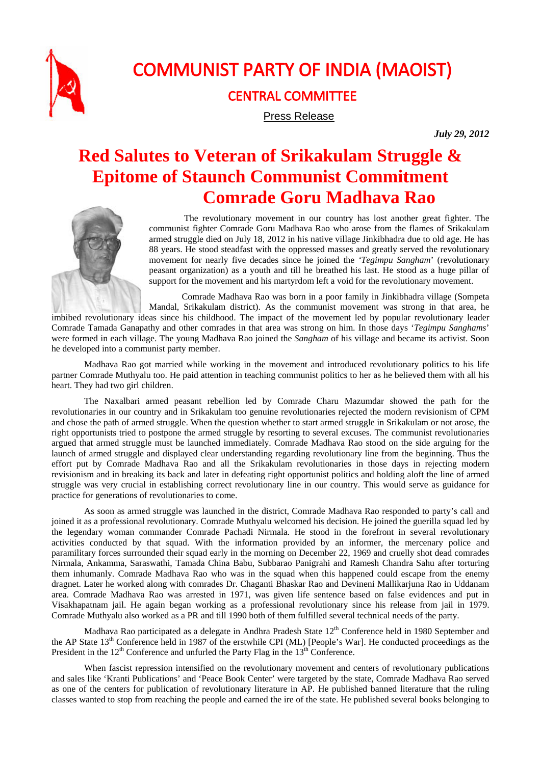# COMMUNIST PARTY OF INDIA (MAOIST)

## CENTRAL COMMITTEE

Press Release

***July 29, 2012***

# Red Salutes to Veteran of Srikakulam Struggle & Epitome of Staunch Communist Commitment Comrade Goru Madhava Rao

The revolutionary movement in our country has lost another great fighter. The communist fighter Comrade Goru Madhava Rao who arose from the flames of Srikakulam armed struggle died on July 18, 2012 in his native village Jinkibhadra due to old age. He has 88 years. He stood steadfast with the oppressed masses and greatly served the revolutionary movement for nearly five decades since he joined the *'Tegimpu Sangham'* (revolutionary peasant organization) as a youth and till he breathed his last. He stood as a huge pillar of support for the movement and his martyrdom left a void for the revolutionary movement.

Comrade Madhava Rao was born in a poor family in Jinkibhadra village (Sompeta Mandal, Srikakulam district). As the communist movement was strong in that area, he imbibed revolutionary ideas since his childhood. The impact of the movement led by popular revolutionary leader Comrade Tamada Ganapathy and other comrades in that area was strong on him. In those days '*Tegimpu Sanghams*' were formed in each village. The young Madhava Rao joined the *Sangham* of his village and became its activist. Soon he developed into a communist party member.

Madhava Rao got married while working in the movement and introduced revolutionary politics to his life partner Comrade Muthyalu too. He paid attention in teaching communist politics to her as he believed them with all his heart. They had two girl children.

The Naxalbari armed peasant rebellion led by Comrade Charu Mazumdar showed the path for the revolutionaries in our country and in Srikakulam too genuine revolutionaries rejected the modern revisionism of CPM and chose the path of armed struggle. When the question whether to start armed struggle in Srikakulam or not arose, the right opportunists tried to postpone the armed struggle by resorting to several excuses. The communist revolutionaries argued that armed struggle must be launched immediately. Comrade Madhava Rao stood on the side arguing for the launch of armed struggle and displayed clear understanding regarding revolutionary line from the beginning. Thus the effort put by Comrade Madhava Rao and all the Srikakulam revolutionaries in those days in rejecting modern revisionism and in breaking its back and later in defeating right opportunist politics and holding aloft the line of armed struggle was very crucial in establishing correct revolutionary line in our country. This would serve as guidance for practice for generations of revolutionaries to come.

As soon as armed struggle was launched in the district, Comrade Madhava Rao responded to party's call and joined it as a professional revolutionary. Comrade Muthyalu welcomed his decision. He joined the guerilla squad led by the legendary woman commander Comrade Pachadi Nirmala. He stood in the forefront in several revolutionary activities conducted by that squad. With the information provided by an informer, the mercenary police and paramilitary forces surrounded their squad early in the morning on December 22, 1969 and cruelly shot dead comrades Nirmala, Ankamma, Saraswathi, Tamada China Babu, Subbarao Panigrahi and Ramesh Chandra Sahu after torturing them inhumanly. Comrade Madhava Rao who was in the squad when this happened could escape from the enemy dragnet. Later he worked along with comrades Dr. Chaganti Bhaskar Rao and Devineni Mallikarjuna Rao in Uddanam area. Comrade Madhava Rao was arrested in 1971, was given life sentence based on false evidences and put in Visakhapatnam jail. He again began working as a professional revolutionary since his release from jail in 1979. Comrade Muthyalu also worked as a PR and till 1990 both of them fulfilled several technical needs of the party.

Madhava Rao participated as a delegate in Andhra Pradesh State 12th Conference held in 1980 September and the AP State 13th Conference held in 1987 of the erstwhile CPI (ML) [People's War]. He conducted proceedings as the President in the 12th Conference and unfurled the Party Flag in the 13th Conference.

When fascist repression intensified on the revolutionary movement and centers of revolutionary publications and sales like 'Kranti Publications' and 'Peace Book Center' were targeted by the state, Comrade Madhava Rao served as one of the centers for publication of revolutionary literature in AP. He published banned literature that the ruling classes wanted to stop from reaching the people and earned the ire of the state. He published several books belonging to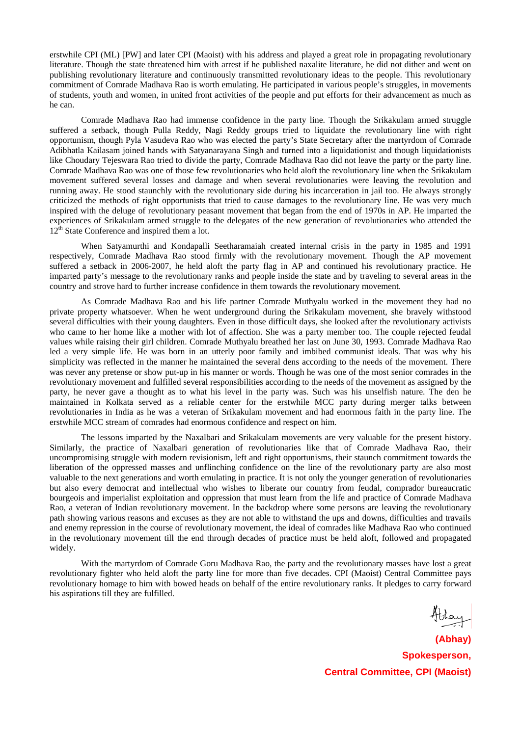erstwhile CPI (ML) [PW] and later CPI (Maoist) with his address and played a great role in propagating revolutionary literature. Though the state threatened him with arrest if he published naxalite literature, he did not dither and went on publishing revolutionary literature and continuously transmitted revolutionary ideas to the people. This revolutionary commitment of Comrade Madhava Rao is worth emulating. He participated in various people's struggles, in movements of students, youth and women, in united front activities of the people and put efforts for their advancement as much as he can.

Comrade Madhava Rao had immense confidence in the party line. Though the Srikakulam armed struggle suffered a setback, though Pulla Reddy, Nagi Reddy groups tried to liquidate the revolutionary line with right opportunism, though Pyla Vasudeva Rao who was elected the party's State Secretary after the martyrdom of Comrade Adibhatla Kailasam joined hands with Satyanarayana Singh and turned into a liquidationist and though liquidationists like Choudary Tejeswara Rao tried to divide the party, Comrade Madhava Rao did not leave the party or the party line. Comrade Madhava Rao was one of those few revolutionaries who held aloft the revolutionary line when the Srikakulam movement suffered several losses and damage and when several revolutionaries were leaving the revolution and running away. He stood staunchly with the revolutionary side during his incarceration in jail too. He always strongly criticized the methods of right opportunists that tried to cause damages to the revolutionary line. He was very much inspired with the deluge of revolutionary peasant movement that began from the end of 1970s in AP. He imparted the experiences of Srikakulam armed struggle to the delegates of the new generation of revolutionaries who attended the 12th State Conference and inspired them a lot.

When Satyamurthi and Kondapalli Seetharamaiah created internal crisis in the party in 1985 and 1991 respectively, Comrade Madhava Rao stood firmly with the revolutionary movement. Though the AP movement suffered a setback in 2006-2007, he held aloft the party flag in AP and continued his revolutionary practice. He imparted party's message to the revolutionary ranks and people inside the state and by traveling to several areas in the country and strove hard to further increase confidence in them towards the revolutionary movement.

As Comrade Madhava Rao and his life partner Comrade Muthyalu worked in the movement they had no private property whatsoever. When he went underground during the Srikakulam movement, she bravely withstood several difficulties with their young daughters. Even in those difficult days, she looked after the revolutionary activists who came to her home like a mother with lot of affection. She was a party member too. The couple rejected feudal values while raising their girl children. Comrade Muthyalu breathed her last on June 30, 1993. Comrade Madhava Rao led a very simple life. He was born in an utterly poor family and imbibed communist ideals. That was why his simplicity was reflected in the manner he maintained the several dens according to the needs of the movement. There was never any pretense or show put-up in his manner or words. Though he was one of the most senior comrades in the revolutionary movement and fulfilled several responsibilities according to the needs of the movement as assigned by the party, he never gave a thought as to what his level in the party was. Such was his unselfish nature. The den he maintained in Kolkata served as a reliable center for the erstwhile MCC party during merger talks between revolutionaries in India as he was a veteran of Srikakulam movement and had enormous faith in the party line. The erstwhile MCC stream of comrades had enormous confidence and respect on him.

The lessons imparted by the Naxalbari and Srikakulam movements are very valuable for the present history. Similarly, the practice of Naxalbari generation of revolutionaries like that of Comrade Madhava Rao, their uncompromising struggle with modern revisionism, left and right opportunisms, their staunch commitment towards the liberation of the oppressed masses and unflinching confidence on the line of the revolutionary party are also most valuable to the next generations and worth emulating in practice. It is not only the younger generation of revolutionaries but also every democrat and intellectual who wishes to liberate our country from feudal, comprador bureaucratic bourgeois and imperialist exploitation and oppression that must learn from the life and practice of Comrade Madhava Rao, a veteran of Indian revolutionary movement. In the backdrop where some persons are leaving the revolutionary path showing various reasons and excuses as they are not able to withstand the ups and downs, difficulties and travails and enemy repression in the course of revolutionary movement, the ideal of comrades like Madhava Rao who continued in the revolutionary movement till the end through decades of practice must be held aloft, followed and propagated widely.

With the martyrdom of Comrade Goru Madhava Rao, the party and the revolutionary masses have lost a great revolutionary fighter who held aloft the party line for more than five decades. CPI (Maoist) Central Committee pays revolutionary homage to him with bowed heads on behalf of the entire revolutionary ranks. It pledges to carry forward his aspirations till they are fulfilled.

**(Abhay)**
**Spokesperson,**
**Central Committee, CPI (Maoist)**